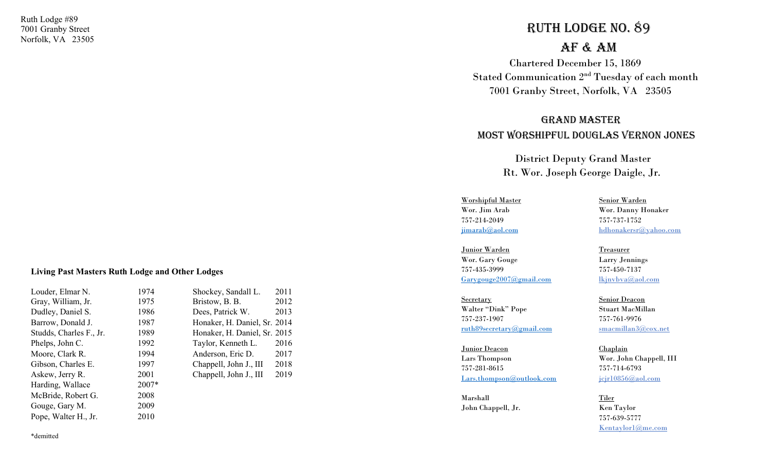Ruth Lodge #89
7001 Granby Street
Norfolk, VA 23505

**Living Past Masters Ruth Lodge and Other Lodges**

| Name | Year | Name | Year |
|---|---|---|---|
| Louder, Elmar N. | 1974 | Shockey, Sandall L. | 2011 |
| Gray, William, Jr. | 1975 | Bristow, B. B. | 2012 |
| Dudley, Daniel S. | 1986 | Dees, Patrick W. | 2013 |
| Barrow, Donald J. | 1987 | Honaker, H. Daniel, Sr. | 2014 |
| Studds, Charles F., Jr. | 1989 | Honaker, H. Daniel, Sr. | 2015 |
| Phelps, John C. | 1992 | Taylor, Kenneth L. | 2016 |
| Moore, Clark R. | 1994 | Anderson, Eric D. | 2017 |
| Gibson, Charles E. | 1997 | Chappell, John J., III | 2018 |
| Askew, Jerry R. | 2001 | Chappell, John J., III | 2019 |
| Harding, Wallace | 2007* | | |
| McBride, Robert G. | 2008 | | |
| Gouge, Gary M. | 2009 | | |
| Pope, Walter H., Jr. | 2010 | | |

*demitted

# Ruth Lodge No. 89

# AF & AM

Chartered December 15, 1869
Stated Communication 2nd Tuesday of each month
7001 Granby Street, Norfolk, VA 23505

## Grand Master
## Most Worshipful Douglas Vernon Jones

District Deputy Grand Master
Rt. Wor. Joseph George Daigle, Jr.

Worshipful Master
Wor. Jim Arab
757-214-2049
jimarab@aol.com

Senior Warden
Wor. Danny Honaker
757-737-1752
hdhonakersr@yahoo.com

Junior Warden
Wor. Gary Gouge
757-435-3999
Garygouge2007@gmail.com

Treasurer
Larry Jennings
757-450-7137
lkjnvbva@aol.com

Secretary
Walter "Dink" Pope
757-237-1907
ruth89secretary@gmail.com

Senior Deacon
Stuart MacMillan
757-761-9976
smacmillan3@cox.net

Junior Deacon
Lars Thompson
757-281-8615
Lars.thompson@outlook.com

Chaplain
Wor. John Chappell, III
757-714-6793
jcjr10856@aol.com

Marshall
John Chappell, Jr.

Tiler
Ken Taylor
757-639-5777
Kentaylor1@me.com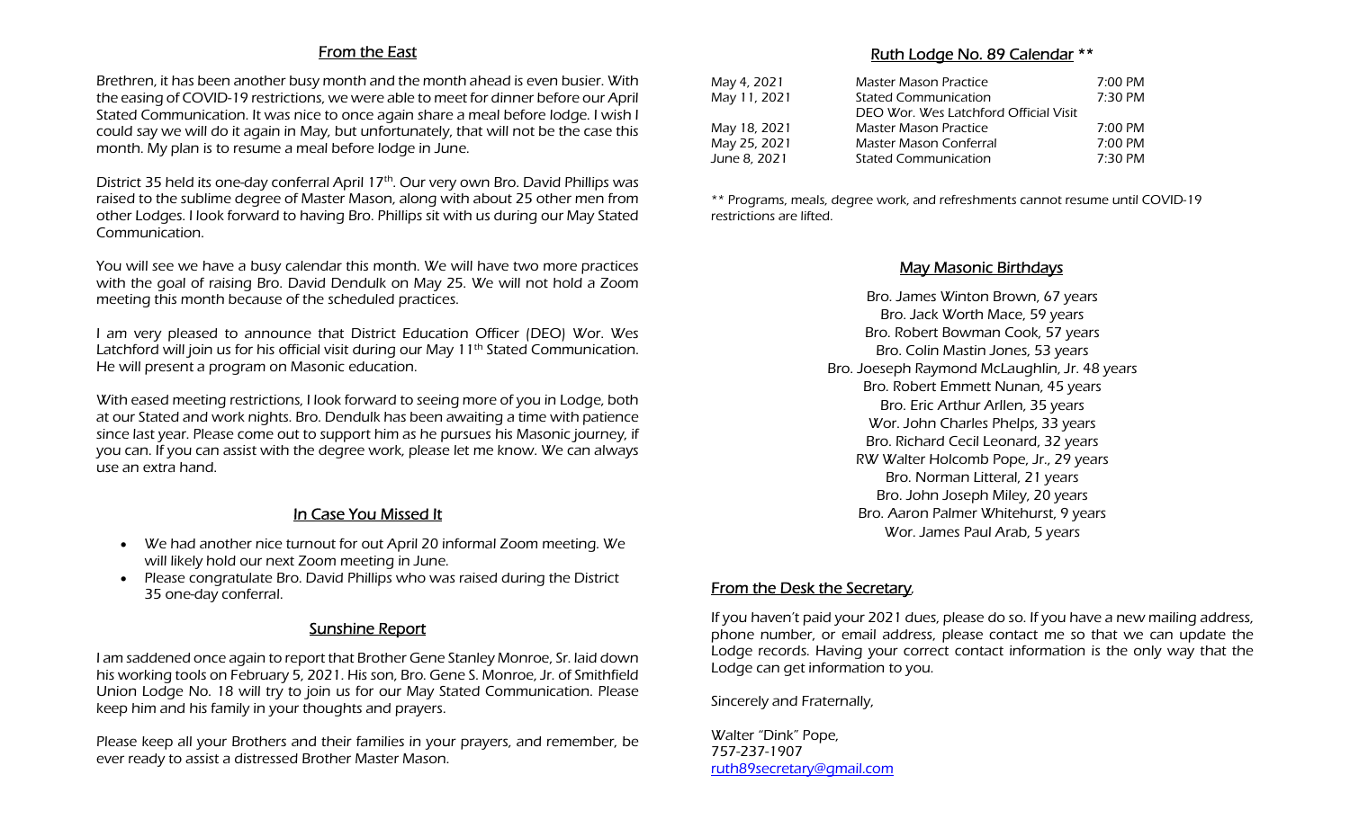## From the East

Brethren, it has been another busy month and the month ahead is even busier. With the easing of COVID-19 restrictions, we were able to meet for dinner before our April Stated Communication. It was nice to once again share a meal before lodge. I wish I could say we will do it again in May, but unfortunately, that will not be the case this month. My plan is to resume a meal before lodge in June.

District 35 held its one-day conferral April 17th. Our very own Bro. David Phillips was raised to the sublime degree of Master Mason, along with about 25 other men from other Lodges. I look forward to having Bro. Phillips sit with us during our May Stated Communication.

You will see we have a busy calendar this month. We will have two more practices with the goal of raising Bro. David Dendulk on May 25. We will not hold a Zoom meeting this month because of the scheduled practices.

I am very pleased to announce that District Education Officer (DEO) Wor. Wes Latchford will join us for his official visit during our May 11th Stated Communication. He will present a program on Masonic education.

With eased meeting restrictions, I look forward to seeing more of you in Lodge, both at our Stated and work nights. Bro. Dendulk has been awaiting a time with patience since last year. Please come out to support him as he pursues his Masonic journey, if you can. If you can assist with the degree work, please let me know. We can always use an extra hand.

## In Case You Missed It

- We had another nice turnout for out April 20 informal Zoom meeting. We will likely hold our next Zoom meeting in June.
- Please congratulate Bro. David Phillips who was raised during the District 35 one-day conferral.

## Sunshine Report

I am saddened once again to report that Brother Gene Stanley Monroe, Sr. laid down his working tools on February 5, 2021. His son, Bro. Gene S. Monroe, Jr. of Smithfield Union Lodge No. 18 will try to join us for our May Stated Communication. Please keep him and his family in your thoughts and prayers.

Please keep all your Brothers and their families in your prayers, and remember, be ever ready to assist a distressed Brother Master Mason.

## Ruth Lodge No. 89 Calendar **

| | | |
|---|---|---|
| May 4, 2021 | Master Mason Practice | 7:00 PM |
| May 11, 2021 | Stated Communication<br>DEO Wor. Wes Latchford Official Visit | 7:30 PM |
| May 18, 2021 | Master Mason Practice | 7:00 PM |
| May 25, 2021 | Master Mason Conferral | 7:00 PM |
| June 8, 2021 | Stated Communication | 7:30 PM |

** Programs, meals, degree work, and refreshments cannot resume until COVID-19 restrictions are lifted.

## May Masonic Birthdays

Bro. James Winton Brown, 67 years
Bro. Jack Worth Mace, 59 years
Bro. Robert Bowman Cook, 57 years
Bro. Colin Mastin Jones, 53 years
Bro. Joeseph Raymond McLaughlin, Jr. 48 years
Bro. Robert Emmett Nunan, 45 years
Bro. Eric Arthur Arllen, 35 years
Wor. John Charles Phelps, 33 years
Bro. Richard Cecil Leonard, 32 years
RW Walter Holcomb Pope, Jr., 29 years
Bro. Norman Litteral, 21 years
Bro. John Joseph Miley, 20 years
Bro. Aaron Palmer Whitehurst, 9 years
Wor. James Paul Arab, 5 years

## From the Desk the Secretary,

If you haven't paid your 2021 dues, please do so. If you have a new mailing address, phone number, or email address, please contact me so that we can update the Lodge records. Having your correct contact information is the only way that the Lodge can get information to you.

Sincerely and Fraternally,

Walter "Dink" Pope,
757-237-1907
ruth89secretary@gmail.com